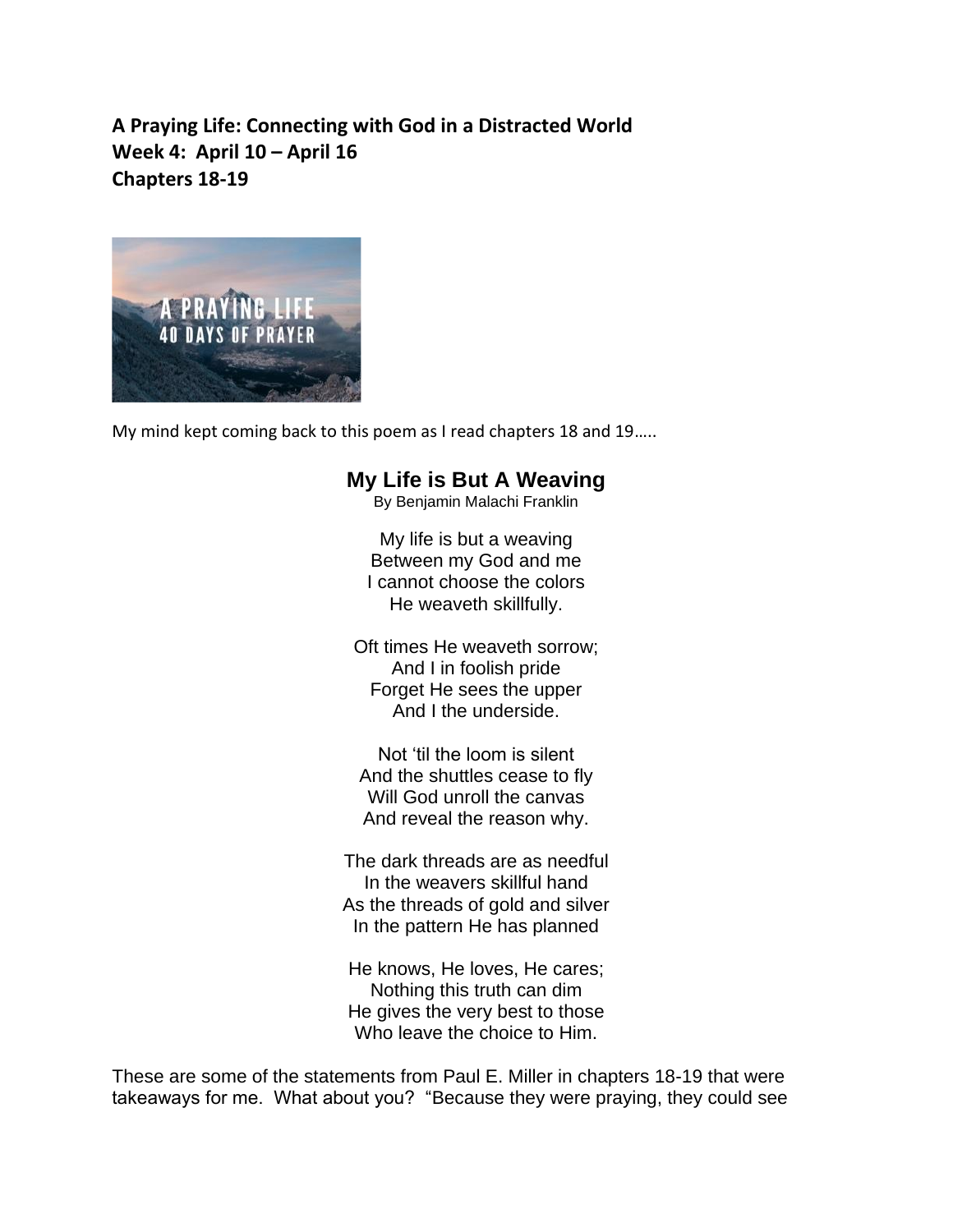**A Praying Life: Connecting with God in a Distracted World**
**Week 4: April 10 – April 16**
**Chapters 18-19**

My mind kept coming back to this poem as I read chapters 18 and 19…..

## My Life is But A Weaving

By Benjamin Malachi Franklin

My life is but a weaving
Between my God and me
I cannot choose the colors
He weaveth skillfully.

Oft times He weaveth sorrow;
And I in foolish pride
Forget He sees the upper
And I the underside.

Not 'til the loom is silent
And the shuttles cease to fly
Will God unroll the canvas
And reveal the reason why.

The dark threads are as needful
In the weavers skillful hand
As the threads of gold and silver
In the pattern He has planned

He knows, He loves, He cares;
Nothing this truth can dim
He gives the very best to those
Who leave the choice to Him.

These are some of the statements from Paul E. Miller in chapters 18-19 that were takeaways for me. What about you? "Because they were praying, they could see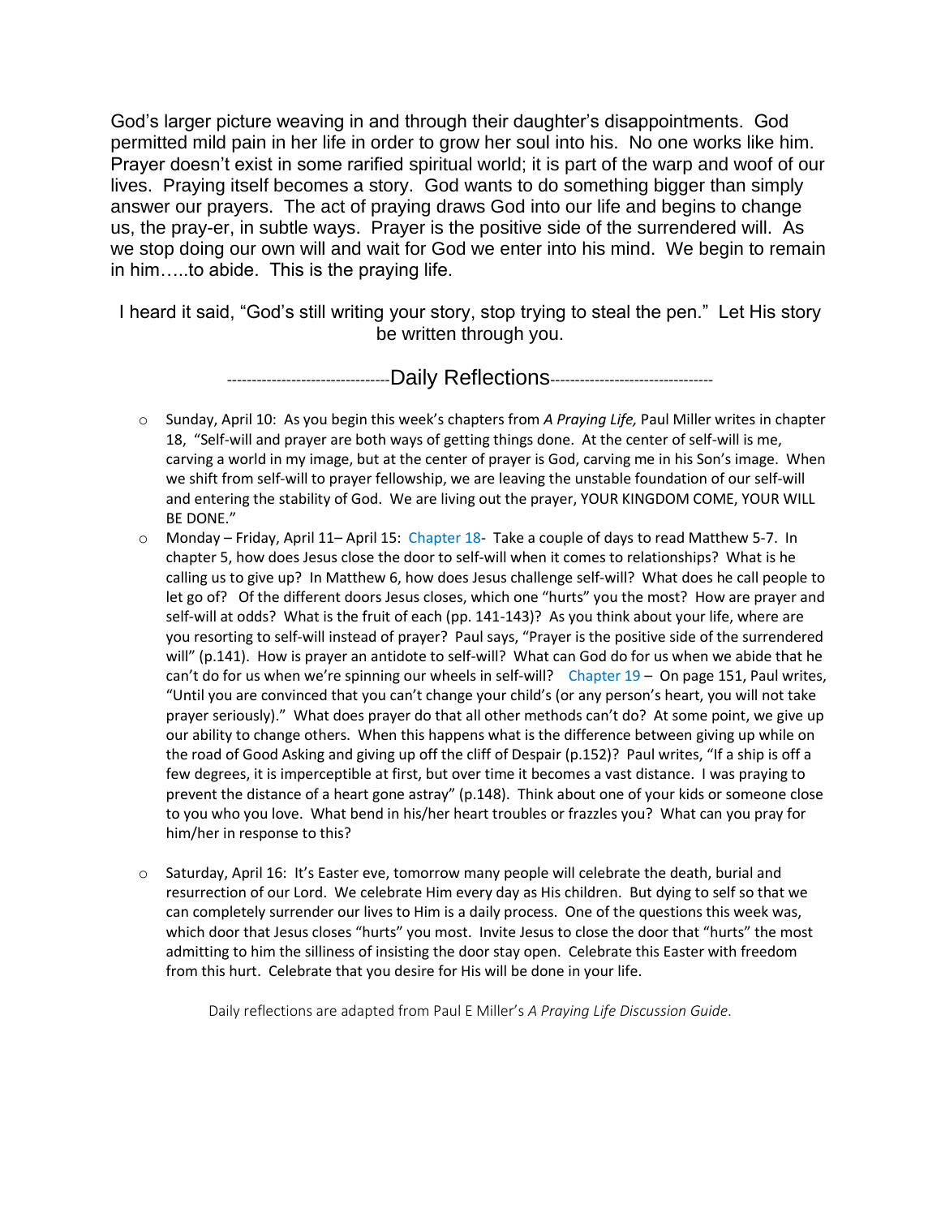God's larger picture weaving in and through their daughter's disappointments. God permitted mild pain in her life in order to grow her soul into his. No one works like him. Prayer doesn't exist in some rarified spiritual world; it is part of the warp and woof of our lives. Praying itself becomes a story. God wants to do something bigger than simply answer our prayers. The act of praying draws God into our life and begins to change us, the pray-er, in subtle ways. Prayer is the positive side of the surrendered will. As we stop doing our own will and wait for God we enter into his mind. We begin to remain in him…..to abide. This is the praying life.

I heard it said, "God's still writing your story, stop trying to steal the pen." Let His story be written through you.

--------------------------------Daily Reflections---------------------------------

- Sunday, April 10: As you begin this week's chapters from *A Praying Life,* Paul Miller writes in chapter 18, "Self-will and prayer are both ways of getting things done. At the center of self-will is me, carving a world in my image, but at the center of prayer is God, carving me in his Son's image. When we shift from self-will to prayer fellowship, we are leaving the unstable foundation of our self-will and entering the stability of God. We are living out the prayer, YOUR KINGDOM COME, YOUR WILL BE DONE."
- Monday – Friday, April 11– April 15: Chapter 18- Take a couple of days to read Matthew 5-7. In chapter 5, how does Jesus close the door to self-will when it comes to relationships? What is he calling us to give up? In Matthew 6, how does Jesus challenge self-will? What does he call people to let go of? Of the different doors Jesus closes, which one "hurts" you the most? How are prayer and self-will at odds? What is the fruit of each (pp. 141-143)? As you think about your life, where are you resorting to self-will instead of prayer? Paul says, "Prayer is the positive side of the surrendered will" (p.141). How is prayer an antidote to self-will? What can God do for us when we abide that he can't do for us when we're spinning our wheels in self-will? Chapter 19 – On page 151, Paul writes, "Until you are convinced that you can't change your child's (or any person's heart, you will not take prayer seriously)." What does prayer do that all other methods can't do? At some point, we give up our ability to change others. When this happens what is the difference between giving up while on the road of Good Asking and giving up off the cliff of Despair (p.152)? Paul writes, "If a ship is off a few degrees, it is imperceptible at first, but over time it becomes a vast distance. I was praying to prevent the distance of a heart gone astray" (p.148). Think about one of your kids or someone close to you who you love. What bend in his/her heart troubles or frazzles you? What can you pray for him/her in response to this?

- Saturday, April 16: It's Easter eve, tomorrow many people will celebrate the death, burial and resurrection of our Lord. We celebrate Him every day as His children. But dying to self so that we can completely surrender our lives to Him is a daily process. One of the questions this week was, which door that Jesus closes "hurts" you most. Invite Jesus to close the door that "hurts" the most admitting to him the silliness of insisting the door stay open. Celebrate this Easter with freedom from this hurt. Celebrate that you desire for His will be done in your life.

Daily reflections are adapted from Paul E Miller's *A Praying Life Discussion Guide*.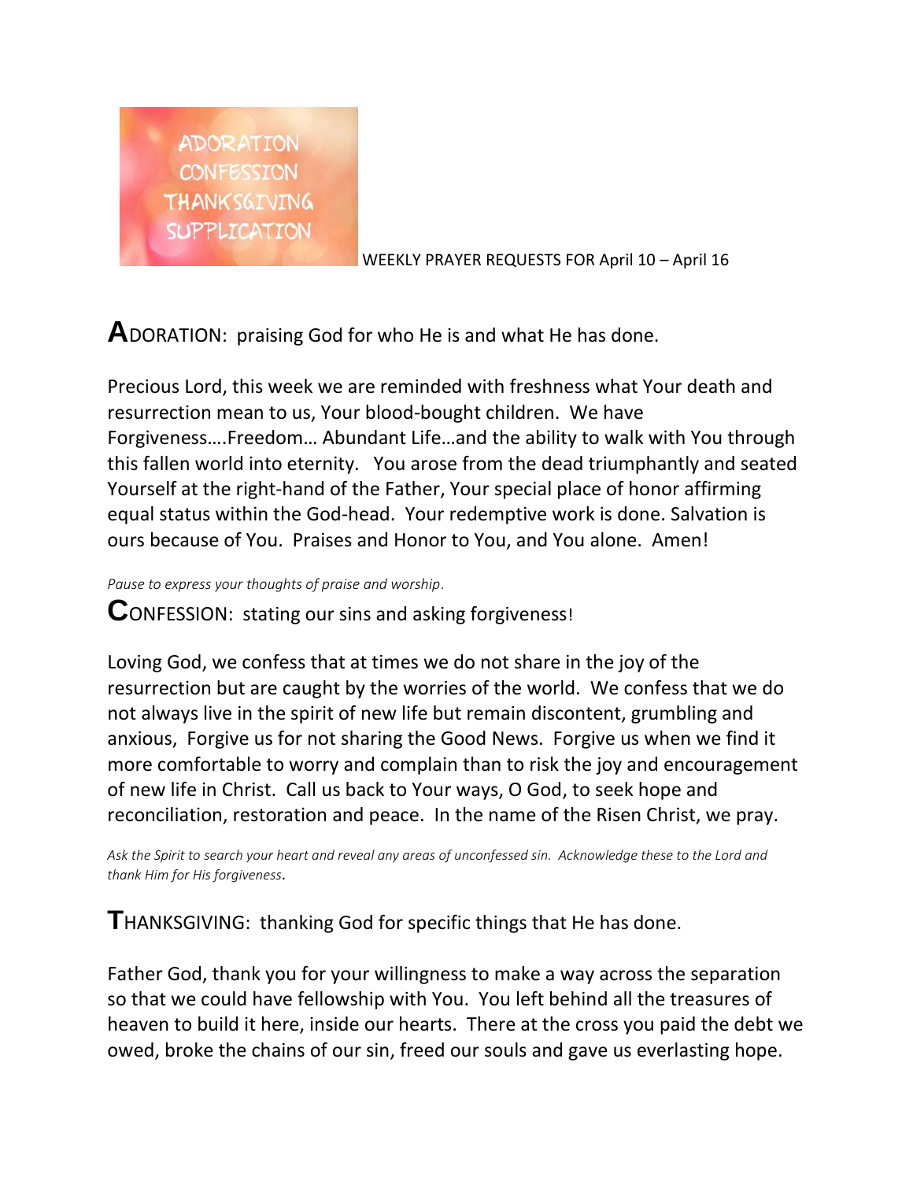ADORATION
CONFESSION
THANKSGIVING
SUPPLICATION

WEEKLY PRAYER REQUESTS FOR April 10 – April 16

**A**DORATION: praising God for who He is and what He has done.

Precious Lord, this week we are reminded with freshness what Your death and resurrection mean to us, Your blood-bought children. We have Forgiveness….Freedom… Abundant Life…and the ability to walk with You through this fallen world into eternity. You arose from the dead triumphantly and seated Yourself at the right-hand of the Father, Your special place of honor affirming equal status within the God-head. Your redemptive work is done. Salvation is ours because of You. Praises and Honor to You, and You alone. Amen!

*Pause to express your thoughts of praise and worship.*

**C**ONFESSION: stating our sins and asking forgiveness!

Loving God, we confess that at times we do not share in the joy of the resurrection but are caught by the worries of the world. We confess that we do not always live in the spirit of new life but remain discontent, grumbling and anxious, Forgive us for not sharing the Good News. Forgive us when we find it more comfortable to worry and complain than to risk the joy and encouragement of new life in Christ. Call us back to Your ways, O God, to seek hope and reconciliation, restoration and peace. In the name of the Risen Christ, we pray.

*Ask the Spirit to search your heart and reveal any areas of unconfessed sin. Acknowledge these to the Lord and thank Him for His forgiveness.*

**T**HANKSGIVING: thanking God for specific things that He has done.

Father God, thank you for your willingness to make a way across the separation so that we could have fellowship with You. You left behind all the treasures of heaven to build it here, inside our hearts. There at the cross you paid the debt we owed, broke the chains of our sin, freed our souls and gave us everlasting hope.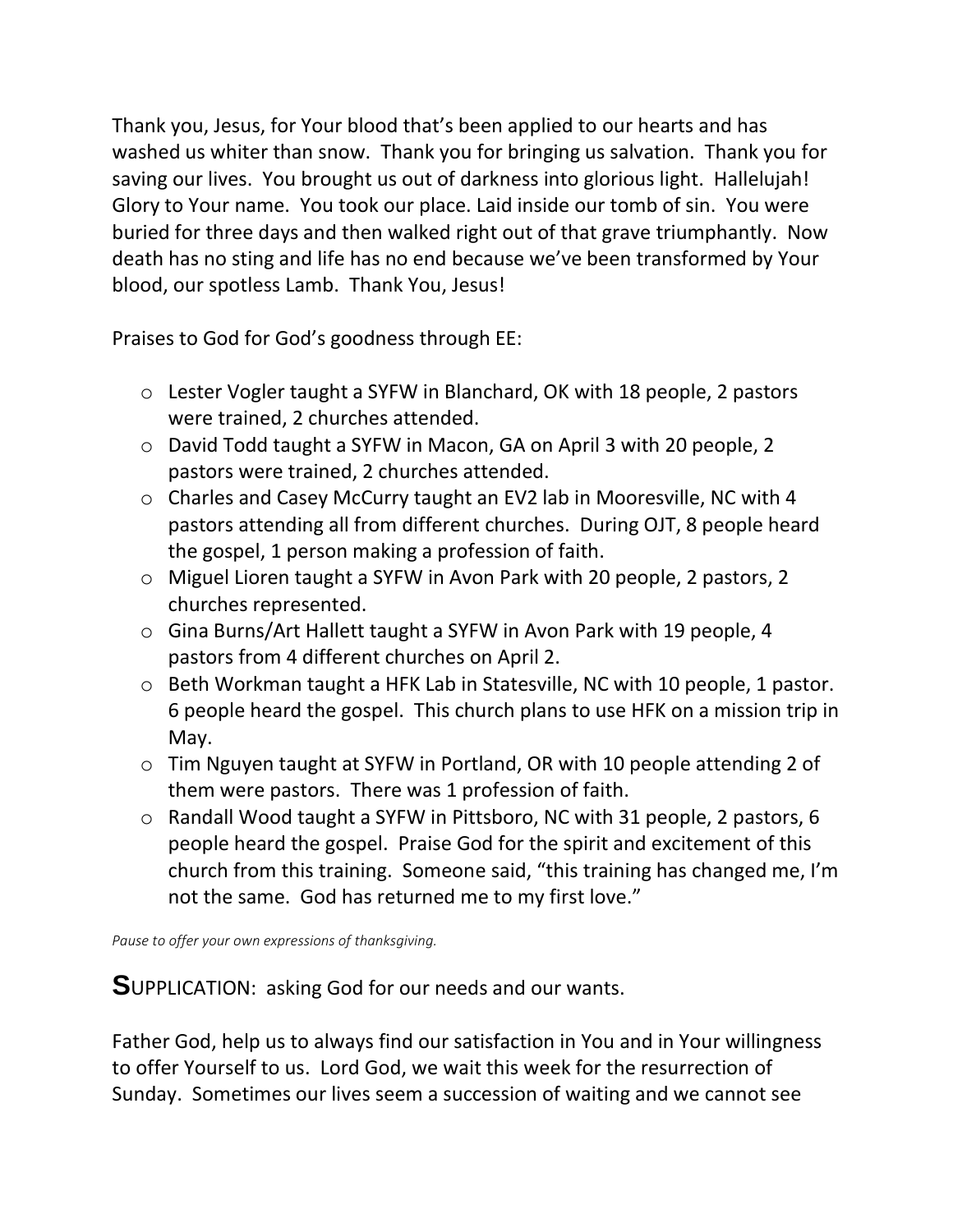Thank you, Jesus, for Your blood that's been applied to our hearts and has washed us whiter than snow. Thank you for bringing us salvation. Thank you for saving our lives. You brought us out of darkness into glorious light. Hallelujah! Glory to Your name. You took our place. Laid inside our tomb of sin. You were buried for three days and then walked right out of that grave triumphantly. Now death has no sting and life has no end because we've been transformed by Your blood, our spotless Lamb. Thank You, Jesus!

Praises to God for God's goodness through EE:

- Lester Vogler taught a SYFW in Blanchard, OK with 18 people, 2 pastors were trained, 2 churches attended.
- David Todd taught a SYFW in Macon, GA on April 3 with 20 people, 2 pastors were trained, 2 churches attended.
- Charles and Casey McCurry taught an EV2 lab in Mooresville, NC with 4 pastors attending all from different churches. During OJT, 8 people heard the gospel, 1 person making a profession of faith.
- Miguel Lioren taught a SYFW in Avon Park with 20 people, 2 pastors, 2 churches represented.
- Gina Burns/Art Hallett taught a SYFW in Avon Park with 19 people, 4 pastors from 4 different churches on April 2.
- Beth Workman taught a HFK Lab in Statesville, NC with 10 people, 1 pastor. 6 people heard the gospel. This church plans to use HFK on a mission trip in May.
- Tim Nguyen taught at SYFW in Portland, OR with 10 people attending 2 of them were pastors. There was 1 profession of faith.
- Randall Wood taught a SYFW in Pittsboro, NC with 31 people, 2 pastors, 6 people heard the gospel. Praise God for the spirit and excitement of this church from this training. Someone said, "this training has changed me, I'm not the same. God has returned me to my first love."

*Pause to offer your own expressions of thanksgiving.*

**S**UPPLICATION: asking God for our needs and our wants.

Father God, help us to always find our satisfaction in You and in Your willingness to offer Yourself to us. Lord God, we wait this week for the resurrection of Sunday. Sometimes our lives seem a succession of waiting and we cannot see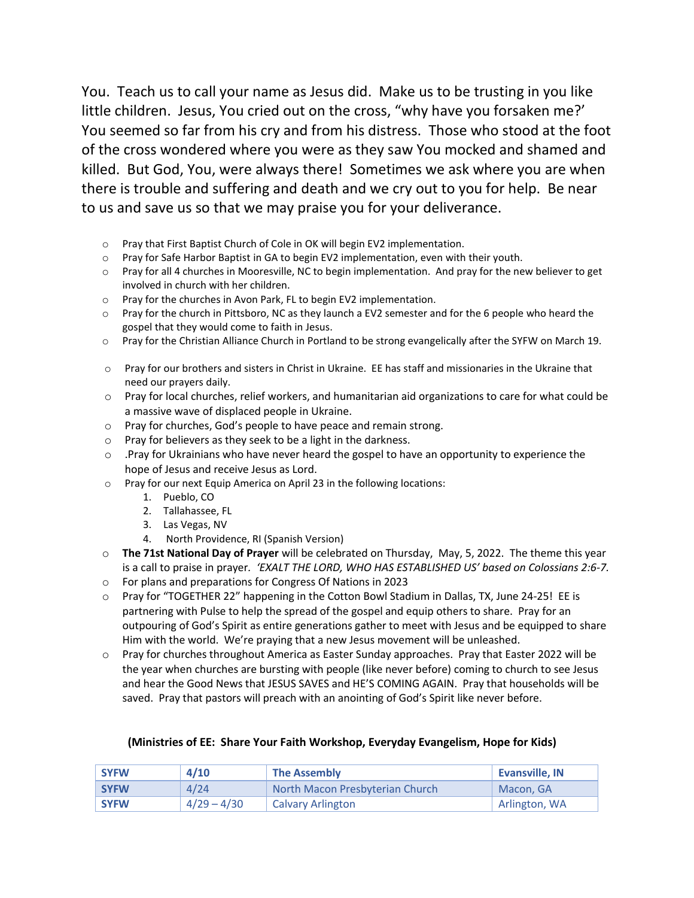You. Teach us to call your name as Jesus did. Make us to be trusting in you like little children. Jesus, You cried out on the cross, "why have you forsaken me?' You seemed so far from his cry and from his distress. Those who stood at the foot of the cross wondered where you were as they saw You mocked and shamed and killed. But God, You, were always there! Sometimes we ask where you are when there is trouble and suffering and death and we cry out to you for help. Be near to us and save us so that we may praise you for your deliverance.

- Pray that First Baptist Church of Cole in OK will begin EV2 implementation.
- Pray for Safe Harbor Baptist in GA to begin EV2 implementation, even with their youth.
- Pray for all 4 churches in Mooresville, NC to begin implementation. And pray for the new believer to get involved in church with her children.
- Pray for the churches in Avon Park, FL to begin EV2 implementation.
- Pray for the church in Pittsboro, NC as they launch a EV2 semester and for the 6 people who heard the gospel that they would come to faith in Jesus.
- Pray for the Christian Alliance Church in Portland to be strong evangelically after the SYFW on March 19.

- Pray for our brothers and sisters in Christ in Ukraine. EE has staff and missionaries in the Ukraine that need our prayers daily.
- Pray for local churches, relief workers, and humanitarian aid organizations to care for what could be a massive wave of displaced people in Ukraine.
- Pray for churches, God's people to have peace and remain strong.
- Pray for believers as they seek to be a light in the darkness.
- .Pray for Ukrainians who have never heard the gospel to have an opportunity to experience the hope of Jesus and receive Jesus as Lord.
- Pray for our next Equip America on April 23 in the following locations:
  1. Pueblo, CO
  2. Tallahassee, FL
  3. Las Vegas, NV
  4. North Providence, RI (Spanish Version)
- **The 71st National Day of Prayer** will be celebrated on Thursday, May, 5, 2022. The theme this year is a call to praise in prayer. *'EXALT THE LORD, WHO HAS ESTABLISHED US' based on Colossians 2:6-7.*
- For plans and preparations for Congress Of Nations in 2023
- Pray for "TOGETHER 22" happening in the Cotton Bowl Stadium in Dallas, TX, June 24-25! EE is partnering with Pulse to help the spread of the gospel and equip others to share. Pray for an outpouring of God's Spirit as entire generations gather to meet with Jesus and be equipped to share Him with the world. We're praying that a new Jesus movement will be unleashed.
- Pray for churches throughout America as Easter Sunday approaches. Pray that Easter 2022 will be the year when churches are bursting with people (like never before) coming to church to see Jesus and hear the Good News that JESUS SAVES and HE'S COMING AGAIN. Pray that households will be saved. Pray that pastors will preach with an anointing of God's Spirit like never before.

**(Ministries of EE: Share Your Faith Workshop, Everyday Evangelism, Hope for Kids)**

| SYFW | 4/10 | The Assembly | Evansville, IN |
|---|---|---|---|
| SYFW | 4/24 | North Macon Presbyterian Church | Macon, GA |
| SYFW | 4/29 – 4/30 | Calvary Arlington | Arlington, WA |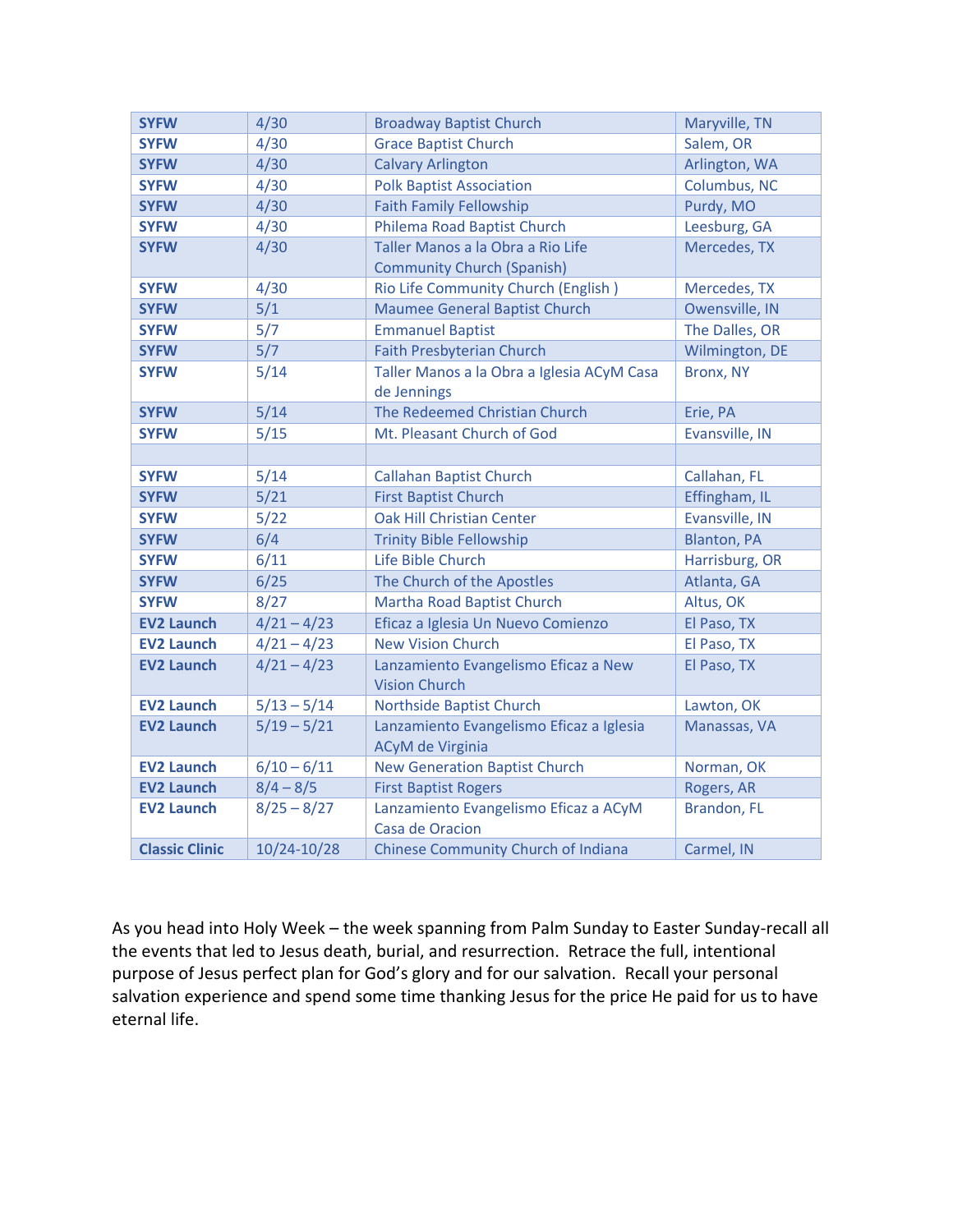| | | | |
|---|---|---|---|
| **SYFW** | 4/30 | Broadway Baptist Church | Maryville, TN |
| **SYFW** | 4/30 | Grace Baptist Church | Salem, OR |
| **SYFW** | 4/30 | Calvary Arlington | Arlington, WA |
| **SYFW** | 4/30 | Polk Baptist Association | Columbus, NC |
| **SYFW** | 4/30 | Faith Family Fellowship | Purdy, MO |
| **SYFW** | 4/30 | Philema Road Baptist Church | Leesburg, GA |
| **SYFW** | 4/30 | Taller Manos a la Obra a Rio Life Community Church (Spanish) | Mercedes, TX |
| **SYFW** | 4/30 | Rio Life Community Church (English ) | Mercedes, TX |
| **SYFW** | 5/1 | Maumee General Baptist Church | Owensville, IN |
| **SYFW** | 5/7 | Emmanuel Baptist | The Dalles, OR |
| **SYFW** | 5/7 | Faith Presbyterian Church | Wilmington, DE |
| **SYFW** | 5/14 | Taller Manos a la Obra a Iglesia ACyM Casa de Jennings | Bronx, NY |
| **SYFW** | 5/14 | The Redeemed Christian Church | Erie, PA |
| **SYFW** | 5/15 | Mt. Pleasant Church of God | Evansville, IN |
| | | | |
| **SYFW** | 5/14 | Callahan Baptist Church | Callahan, FL |
| **SYFW** | 5/21 | First Baptist Church | Effingham, IL |
| **SYFW** | 5/22 | Oak Hill Christian Center | Evansville, IN |
| **SYFW** | 6/4 | Trinity Bible Fellowship | Blanton, PA |
| **SYFW** | 6/11 | Life Bible Church | Harrisburg, OR |
| **SYFW** | 6/25 | The Church of the Apostles | Atlanta, GA |
| **SYFW** | 8/27 | Martha Road Baptist Church | Altus, OK |
| **EV2 Launch** | 4/21 – 4/23 | Eficaz a Iglesia Un Nuevo Comienzo | El Paso, TX |
| **EV2 Launch** | 4/21 – 4/23 | New Vision Church | El Paso, TX |
| **EV2 Launch** | 4/21 – 4/23 | Lanzamiento Evangelismo Eficaz a New Vision Church | El Paso, TX |
| **EV2 Launch** | 5/13 – 5/14 | Northside Baptist Church | Lawton, OK |
| **EV2 Launch** | 5/19 – 5/21 | Lanzamiento Evangelismo Eficaz a Iglesia ACyM de Virginia | Manassas, VA |
| **EV2 Launch** | 6/10 – 6/11 | New Generation Baptist Church | Norman, OK |
| **EV2 Launch** | 8/4 – 8/5 | First Baptist Rogers | Rogers, AR |
| **EV2 Launch** | 8/25 – 8/27 | Lanzamiento Evangelismo Eficaz a ACyM Casa de Oracion | Brandon, FL |
| **Classic Clinic** | 10/24-10/28 | Chinese Community Church of Indiana | Carmel, IN |

As you head into Holy Week – the week spanning from Palm Sunday to Easter Sunday-recall all the events that led to Jesus death, burial, and resurrection. Retrace the full, intentional purpose of Jesus perfect plan for God's glory and for our salvation. Recall your personal salvation experience and spend some time thanking Jesus for the price He paid for us to have eternal life.